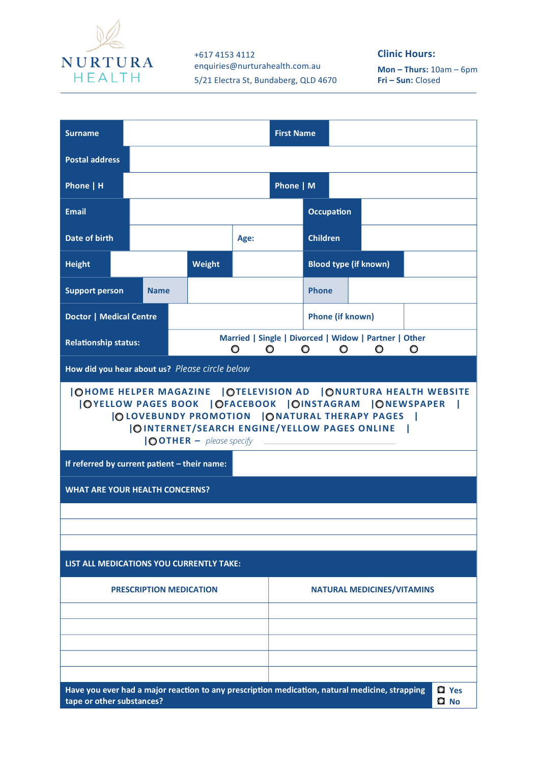# NURTURA HEALTH

+617 4153 4112
enquiries@nurturahealth.com.au
5/21 Electra St, Bundaberg, QLD 4670

**Clinic Hours:**
**Mon – Thurs:** 10am – 6pm
**Fri – Sun:** Closed

| | | | |
|---|---|---|---|
| **Surname** | | **First Name** | |
| **Postal address** | | | |
| **Phone \| H** | | **Phone \| M** | |
| **Email** | | **Occupation** | |
| **Date of birth** | **Age:** | **Children** | |
| **Height** | **Weight** | **Blood type (if known)** | |
| **Support person** | **Name** | **Phone** | |
| **Doctor \| Medical Centre** | | **Phone (if known)** | |
| **Relationship status:** | Married ○ \| Single ○ \| Divorced ○ \| Widow ○ \| Partner ○ \| Other ○ | | |

**How did you hear about us?** *Please circle below*

|○ HOME HELPER MAGAZINE |○ TELEVISION AD |○ NURTURA HEALTH WEBSITE
|○ YELLOW PAGES BOOK |○ FACEBOOK |○ INSTAGRAM |○ NEWSPAPER |
|○ LOVEBUNDY PROMOTION |○ NATURAL THERAPY PAGES |
|○ INTERNET/SEARCH ENGINE/YELLOW PAGES ONLINE |
|○ OTHER – *please specify* ____________

**If referred by current patient – their name:** ____________

**WHAT ARE YOUR HEALTH CONCERNS?**

| |
|---|
| |
| |
| |

**LIST ALL MEDICATIONS YOU CURRENTLY TAKE:**

| PRESCRIPTION MEDICATION | NATURAL MEDICINES/VITAMINS |
|---|---|
| | |
| | |
| | |
| | |
| | |

**Have you ever had a major reaction to any prescription medication, natural medicine, strapping tape or other substances?** ☐ Yes ☐ No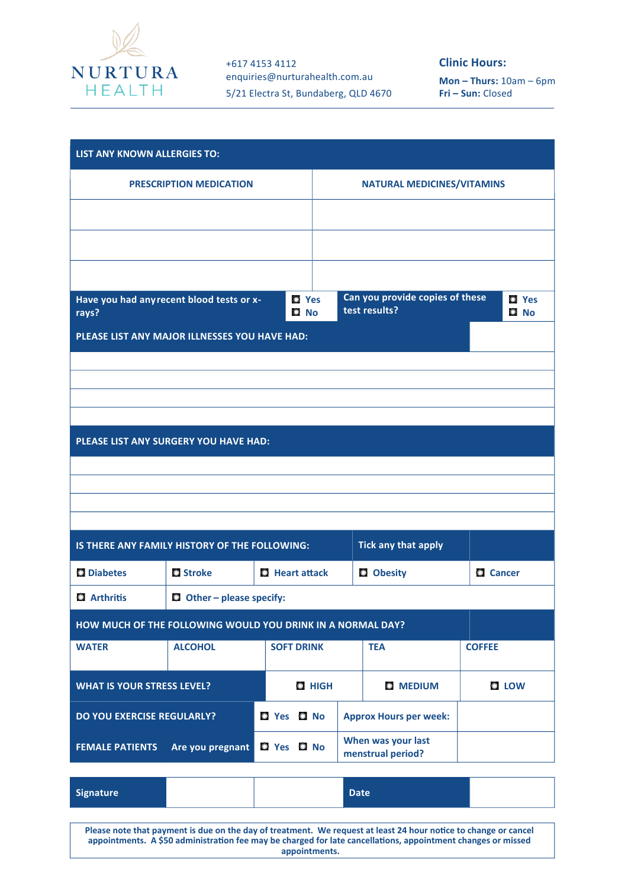NURTURA HEALTH

+617 4153 4112
enquiries@nurturahealth.com.au
5/21 Electra St, Bundaberg, QLD 4670

**Clinic Hours:**
**Mon – Thurs:** 10am – 6pm
**Fri – Sun:** Closed

## LIST ANY KNOWN ALLERGIES TO:

| PRESCRIPTION MEDICATION | NATURAL MEDICINES/VITAMINS |
| --- | --- |
| | |
| | |
| | |

| | | | |
| --- | --- | --- | --- |
| Have you had any recent blood tests or x-rays? | ☐ Yes ☐ No | Can you provide copies of these test results? | ☐ Yes ☐ No |

## PLEASE LIST ANY MAJOR ILLNESSES YOU HAVE HAD:

| |
| --- |
| |
| |
| |
| |

## PLEASE LIST ANY SURGERY YOU HAVE HAD:

| |
| --- |
| |
| |
| |
| |

## IS THERE ANY FAMILY HISTORY OF THE FOLLOWING: Tick any that apply

| | | | | |
| --- | --- | --- | --- | --- |
| ☐ Diabetes | ☐ Stroke | ☐ Heart attack | ☐ Obesity | ☐ Cancer |
| ☐ Arthritis | ☐ Other – please specify: | | | |

## HOW MUCH OF THE FOLLOWING WOULD YOU DRINK IN A NORMAL DAY?

| WATER | ALCOHOL | SOFT DRINK | TEA | COFFEE |
| --- | --- | --- | --- | --- |
| | | | | |

| | | | |
| --- | --- | --- | --- |
| WHAT IS YOUR STRESS LEVEL? | ☐ HIGH | ☐ MEDIUM | ☐ LOW |
| DO YOU EXERCISE REGULARLY? | ☐ Yes ☐ No | Approx Hours per week: | |
| FEMALE PATIENTS Are you pregnant | ☐ Yes ☐ No | When was your last menstrual period? | |

| | | | | |
| --- | --- | --- | --- | --- |
| Signature | | | Date | |

**Please note that payment is due on the day of treatment. We request at least 24 hour notice to change or cancel appointments. A $50 administration fee may be charged for late cancellations, appointment changes or missed appointments.**